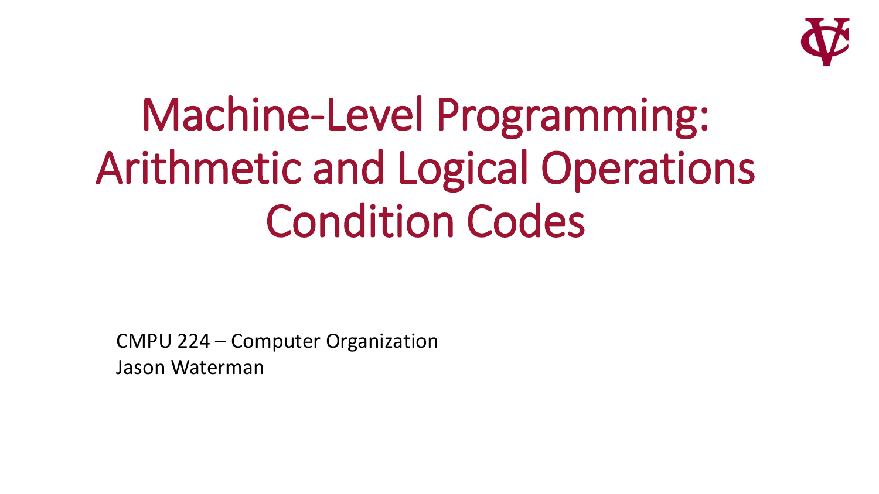# Machine-Level Programming: Arithmetic and Logical Operations Condition Codes

CMPU 224 – Computer Organization
Jason Waterman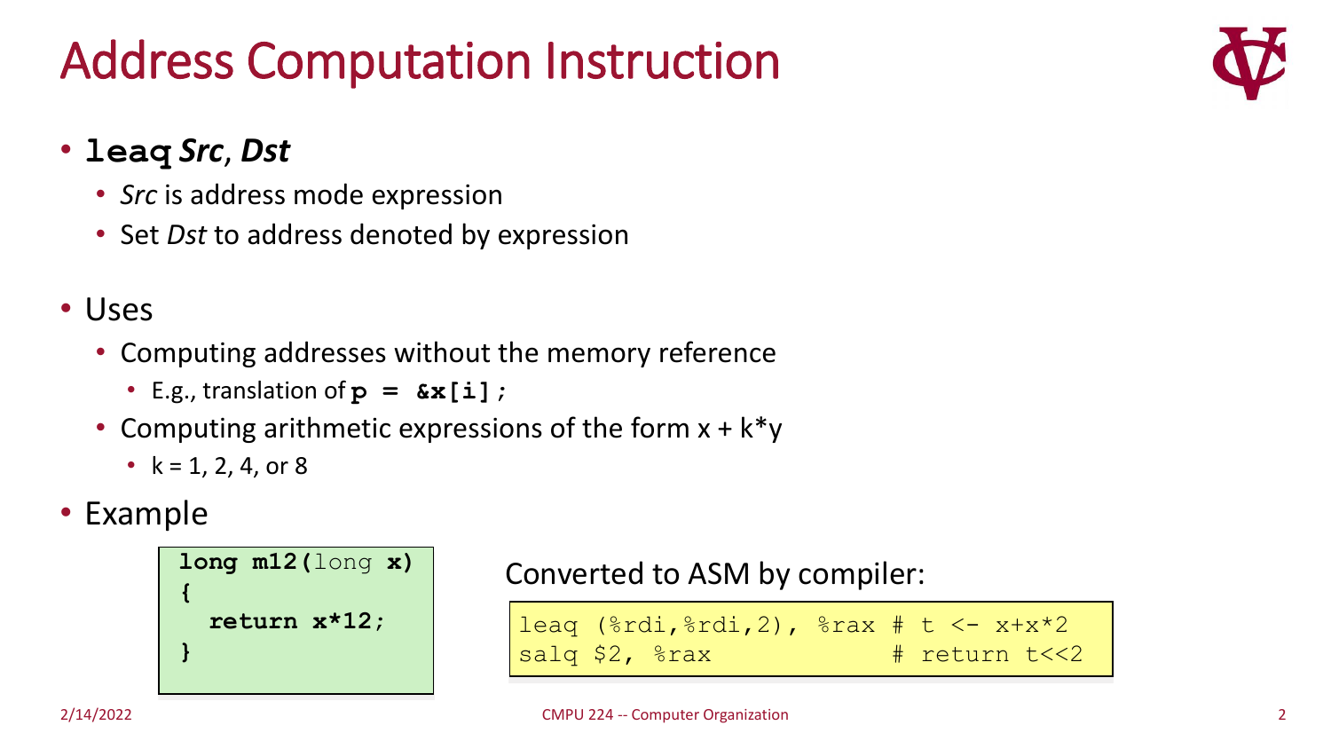# Address Computation Instruction

- **`leaq`** ***Src***, ***Dst***
  - *Src* is address mode expression
  - Set *Dst* to address denoted by expression
- Uses
  - Computing addresses without the memory reference
    - E.g., translation of **`p = &x[i];`**
  - Computing arithmetic expressions of the form x + k*y
    - k = 1, 2, 4, or 8
- Example

```c
long m12(long x)
{
  return x*12;
}
```

Converted to ASM by compiler:

```
leaq (%rdi,%rdi,2), %rax # t <- x+x*2
salq $2, %rax            # return t<<2
```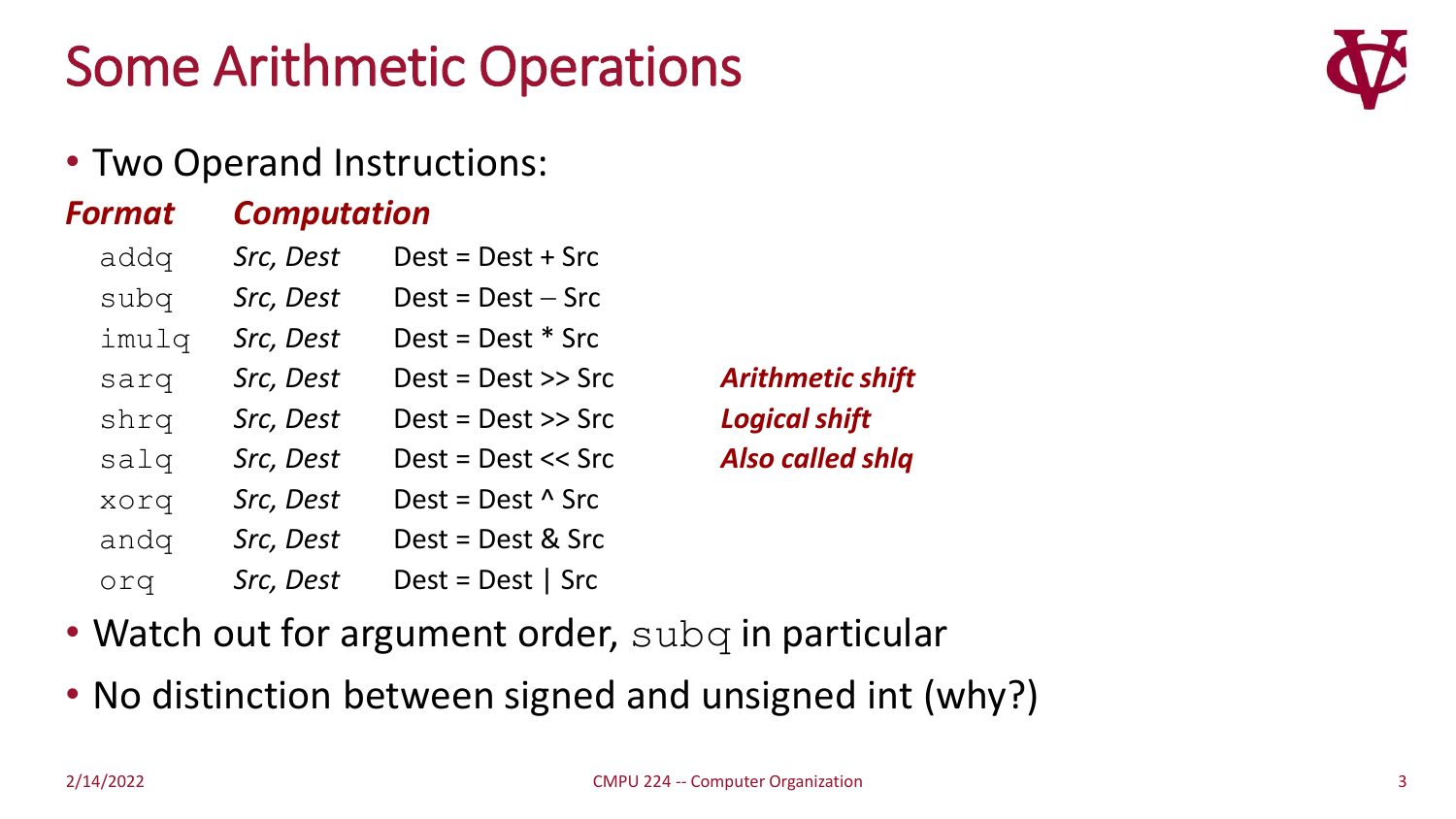# Some Arithmetic Operations

- Two Operand Instructions:

| ***Format*** | | ***Computation*** | |
|---|---|---|---|
| `addq` | *Src, Dest* | Dest = Dest + Src | |
| `subq` | *Src, Dest* | Dest = Dest − Src | |
| `imulq` | *Src, Dest* | Dest = Dest * Src | |
| `sarq` | *Src, Dest* | Dest = Dest >> Src | ***Arithmetic shift*** |
| `shrq` | *Src, Dest* | Dest = Dest >> Src | ***Logical shift*** |
| `salq` | *Src, Dest* | Dest = Dest << Src | ***Also called shlq*** |
| `xorq` | *Src, Dest* | Dest = Dest ^ Src | |
| `andq` | *Src, Dest* | Dest = Dest & Src | |
| `orq` | *Src, Dest* | Dest = Dest \| Src | |

- Watch out for argument order, `subq` in particular
- No distinction between signed and unsigned int (why?)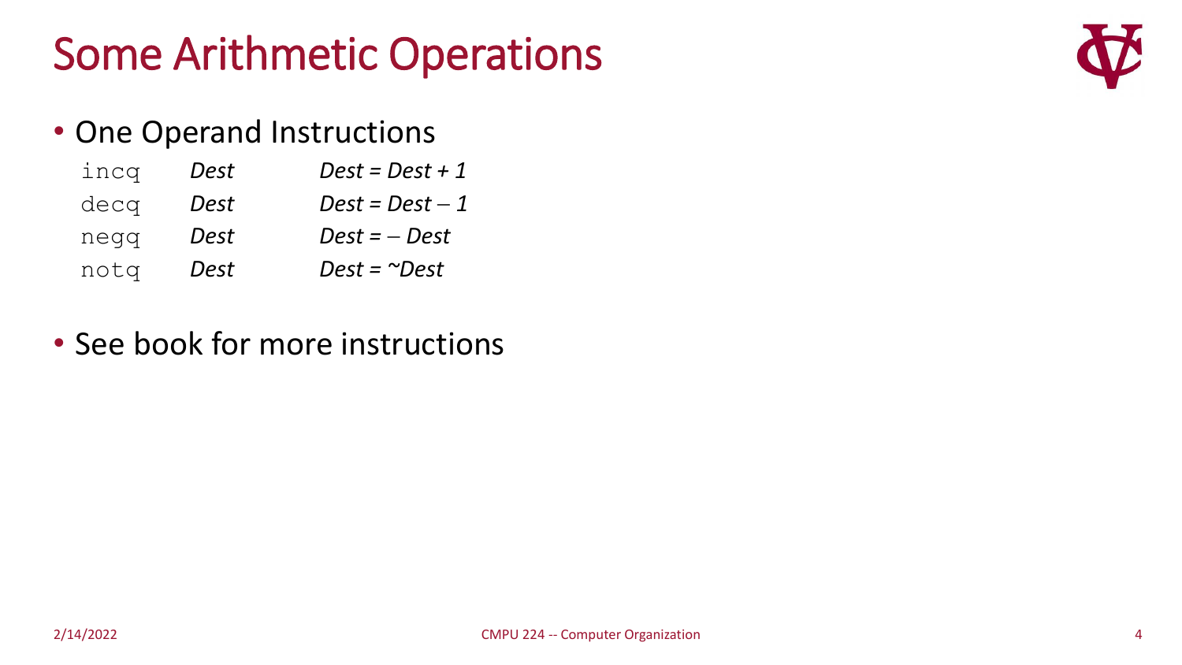# Some Arithmetic Operations

- One Operand Instructions

| | | |
|---|---|---|
| `incq` | *Dest* | *Dest = Dest + 1* |
| `decq` | *Dest* | *Dest = Dest – 1* |
| `negq` | *Dest* | *Dest = – Dest* |
| `notq` | *Dest* | *Dest = ~Dest* |

- See book for more instructions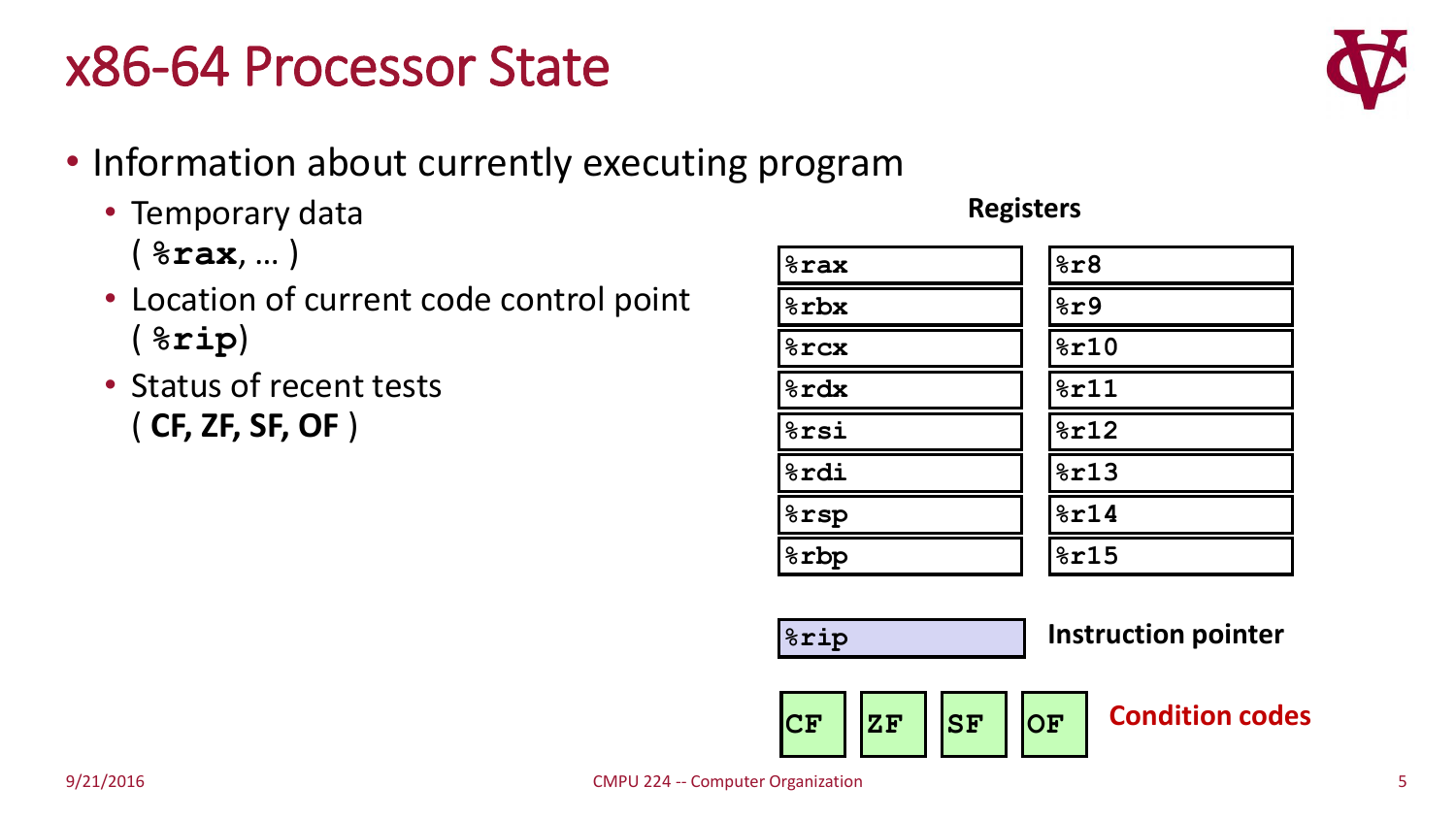# x86-64 Processor State

- Information about currently executing program
  - Temporary data ( **`%rax`**, … )
  - Location of current code control point ( **`%rip`**)
  - Status of recent tests ( **CF, ZF, SF, OF** )

**Registers**

| | |
|---|---|
| **`%rax`** | **`%r8`** |
| **`%rbx`** | **`%r9`** |
| **`%rcx`** | **`%r10`** |
| **`%rdx`** | **`%r11`** |
| **`%rsi`** | **`%r12`** |
| **`%rdi`** | **`%r13`** |
| **`%rsp`** | **`%r14`** |
| **`%rbp`** | **`%r15`** |

**`%rip`** — **Instruction pointer**

**`CF`** **`ZF`** **`SF`** **`OF`** — **Condition codes**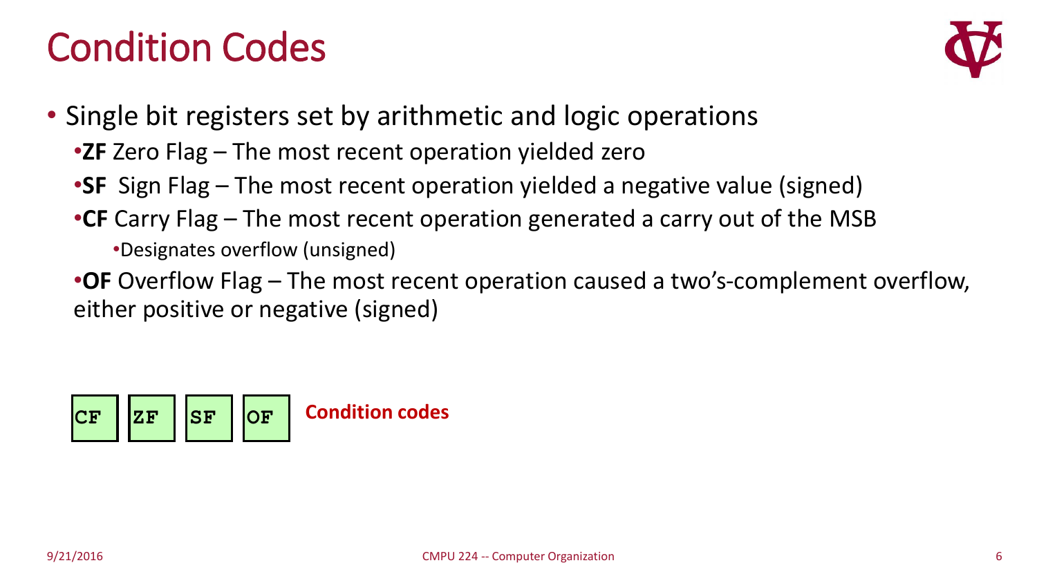# Condition Codes

- Single bit registers set by arithmetic and logic operations
  - **ZF** Zero Flag – The most recent operation yielded zero
  - **SF** Sign Flag – The most recent operation yielded a negative value (signed)
  - **CF** Carry Flag – The most recent operation generated a carry out of the MSB
    - Designates overflow (unsigned)
  - **OF** Overflow Flag – The most recent operation caused a two's-complement overflow, either positive or negative (signed)

| CF | ZF | SF | OF |
|---|---|---|---|

**Condition codes**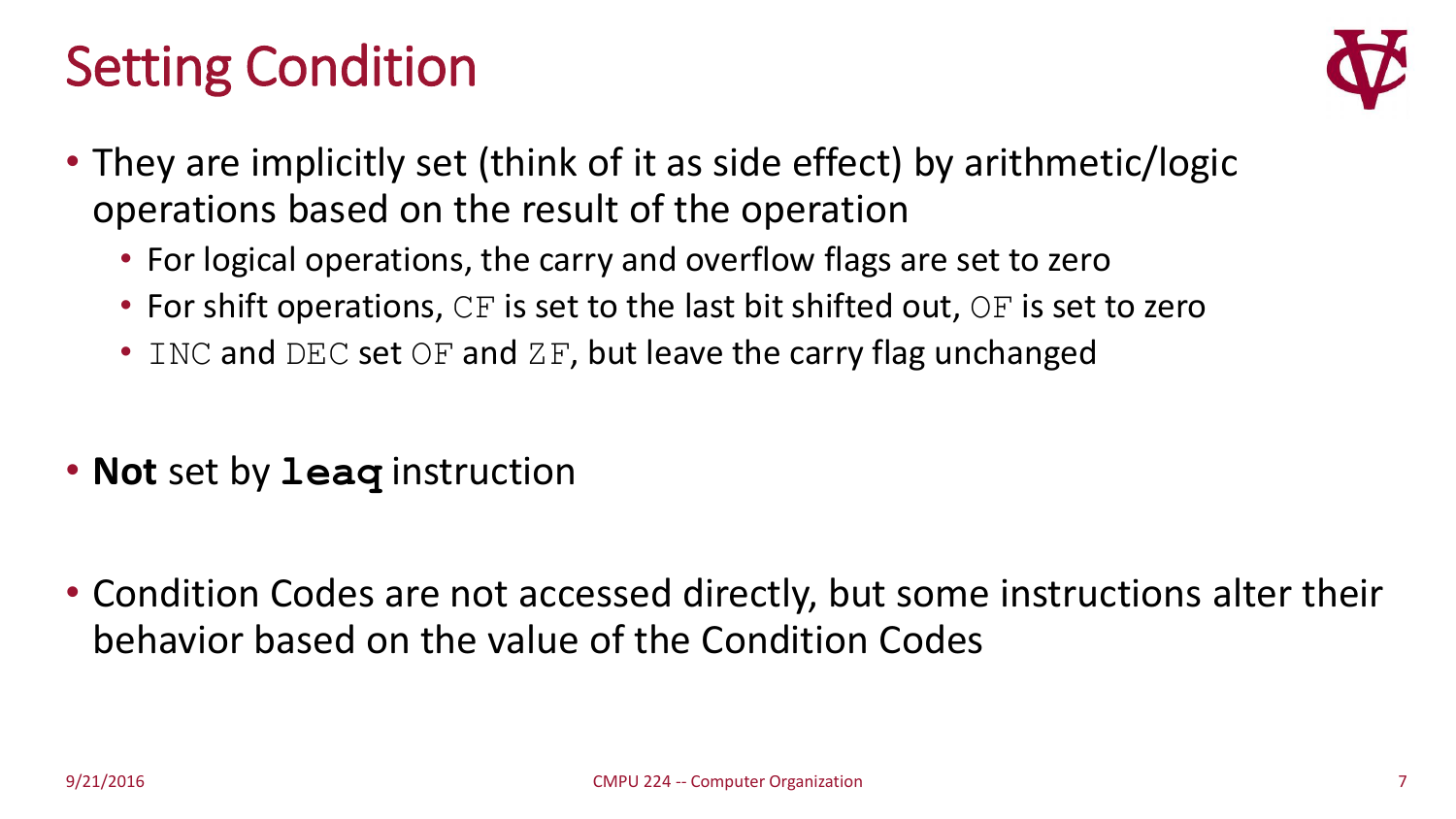# Setting Condition

- They are implicitly set (think of it as side effect) by arithmetic/logic operations based on the result of the operation
  - For logical operations, the carry and overflow flags are set to zero
  - For shift operations, `CF` is set to the last bit shifted out, `OF` is set to zero
  - `INC` and `DEC` set `OF` and `ZF`, but leave the carry flag unchanged

- **Not** set by **`leaq`** instruction

- Condition Codes are not accessed directly, but some instructions alter their behavior based on the value of the Condition Codes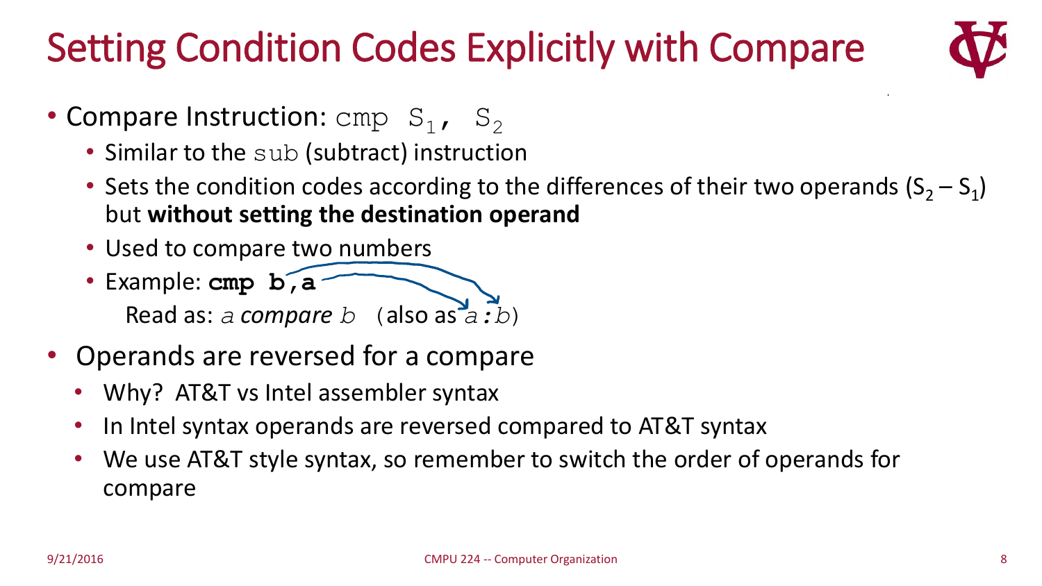# Setting Condition Codes Explicitly with Compare

- Compare Instruction: `cmp` $S_1$, $S_2$
  - Similar to the `sub` (subtract) instruction
  - Sets the condition codes according to the differences of their two operands ($S_2 - S_1$) but **without setting the destination operand**
  - Used to compare two numbers
  - Example: **`cmp b,a`**
    Read as: *a compare b* (also as *a*:*b*)
- Operands are reversed for a compare
  - Why? AT&T vs Intel assembler syntax
  - In Intel syntax operands are reversed compared to AT&T syntax
  - We use AT&T style syntax, so remember to switch the order of operands for compare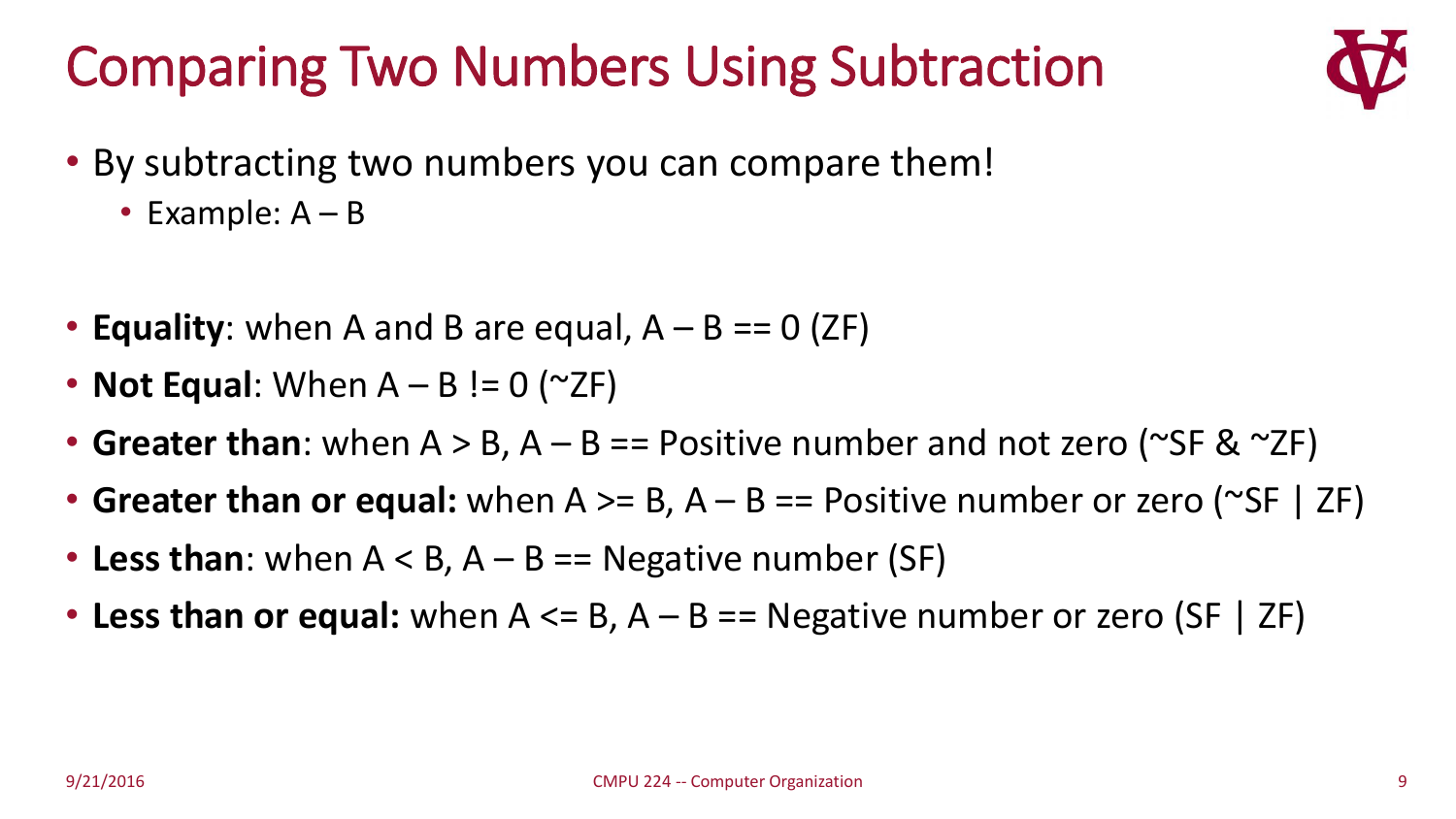# Comparing Two Numbers Using Subtraction

- By subtracting two numbers you can compare them!
  - Example: A – B

- **Equality**: when A and B are equal, A – B == 0 (ZF)
- **Not Equal**: When A – B != 0 (~ZF)
- **Greater than**: when A > B, A – B == Positive number and not zero (~SF & ~ZF)
- **Greater than or equal:** when A >= B, A – B == Positive number or zero (~SF | ZF)
- **Less than**: when A < B, A – B == Negative number (SF)
- **Less than or equal:** when A <= B, A – B == Negative number or zero (SF | ZF)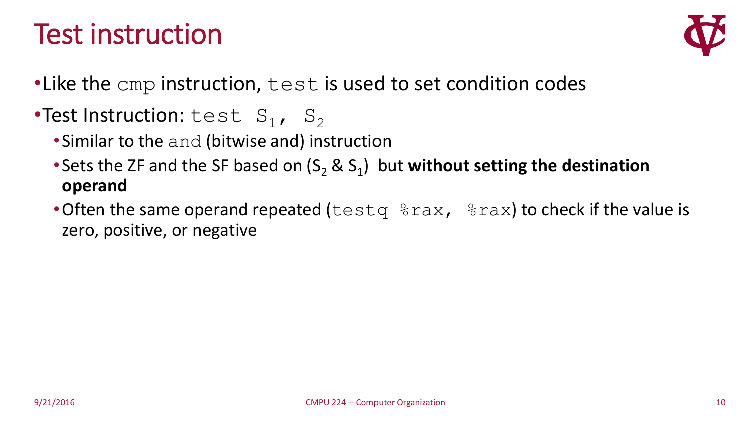# Test instruction

- Like the `cmp` instruction, `test` is used to set condition codes
- Test Instruction: `test` $S_1$, $S_2$
  - Similar to the `and` (bitwise and) instruction
  - Sets the ZF and the SF based on ($S_2$ & $S_1$) but **without setting the destination operand**
  - Often the same operand repeated (`testq %rax, %rax`) to check if the value is zero, positive, or negative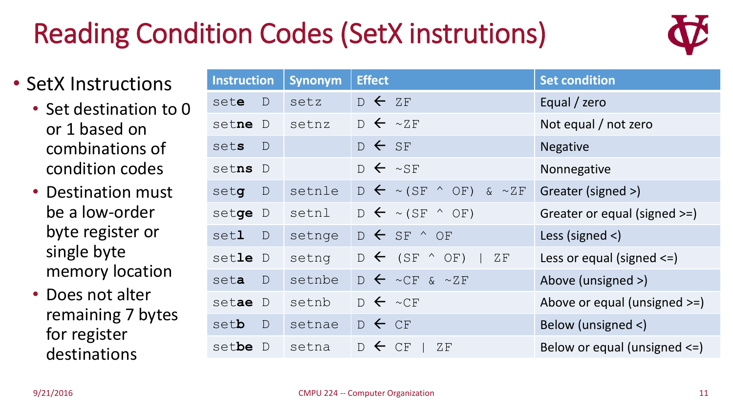# Reading Condition Codes (SetX instrutions)

- SetX Instructions
  - Set destination to 0 or 1 based on combinations of condition codes
  - Destination must be a low-order byte register or single byte memory location
  - Does not alter remaining 7 bytes for register destinations

| Instruction | Synonym | Effect | Set condition |
|---|---|---|---|
| `sete D` | `setz` | `D ← ZF` | Equal / zero |
| `setne D` | `setnz` | `D ← ~ZF` | Not equal / not zero |
| `sets D` | | `D ← SF` | Negative |
| `setns D` | | `D ← ~SF` | Nonnegative |
| `setg D` | `setnle` | `D ← ~(SF ^ OF) & ~ZF` | Greater (signed >) |
| `setge D` | `setnl` | `D ← ~(SF ^ OF)` | Greater or equal (signed >=) |
| `setl D` | `setnge` | `D ← SF ^ OF` | Less (signed <) |
| `setle D` | `setng` | `D ← (SF ^ OF) \| ZF` | Less or equal (signed <=) |
| `seta D` | `setnbe` | `D ← ~CF & ~ZF` | Above (unsigned >) |
| `setae D` | `setnb` | `D ← ~CF` | Above or equal (unsigned >=) |
| `setb D` | `setnae` | `D ← CF` | Below (unsigned <) |
| `setbe D` | `setna` | `D ← CF \| ZF` | Below or equal (unsigned <=) |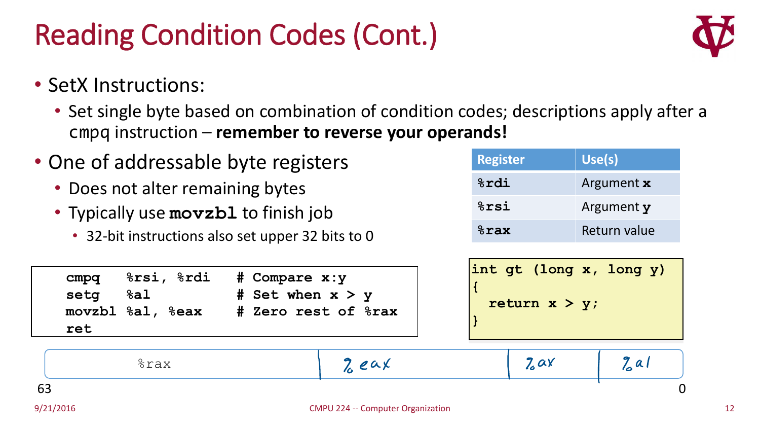# Reading Condition Codes (Cont.)

- SetX Instructions:
  - Set single byte based on combination of condition codes; descriptions apply after a `cmpq` instruction – **remember to reverse your operands!**
- One of addressable byte registers
  - Does not alter remaining bytes
  - Typically use **`movzbl`** to finish job
    - 32-bit instructions also set upper 32 bits to 0

| Register | Use(s) |
|---|---|
| `%rdi` | Argument **x** |
| `%rsi` | Argument **y** |
| `%rax` | Return value |

```
cmpq   %rsi, %rdi    # Compare x:y
setg   %al           # Set when x > y
movzbl %al, %eax     # Zero rest of %rax
ret
```

```
int gt (long x, long y)
{
  return x > y;
}
```

| %rax | %eax | %ax | %al |
|---|---|---|---|

63 ... 0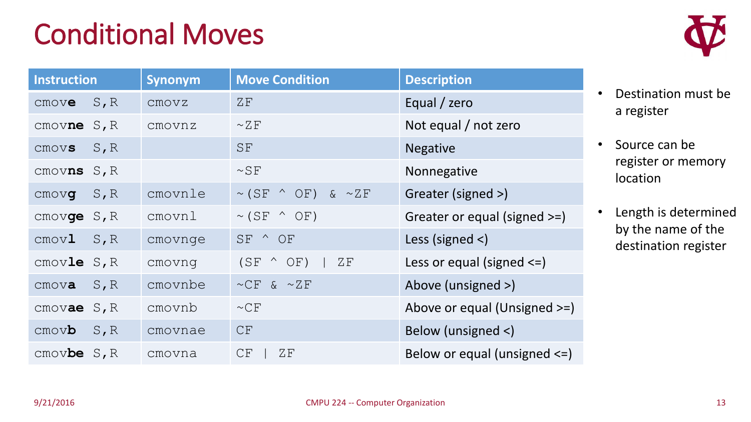# Conditional Moves

| Instruction | Synonym | Move Condition | Description |
|---|---|---|---|
| cmov**e** S,R | cmovz | ZF | Equal / zero |
| cmov**ne** S,R | cmovnz | ~ZF | Not equal / not zero |
| cmov**s** S,R | | SF | Negative |
| cmov**ns** S,R | | ~SF | Nonnegative |
| cmov**g** S,R | cmovnle | ~(SF ^ OF) & ~ZF | Greater (signed >) |
| cmov**ge** S,R | cmovnl | ~(SF ^ OF) | Greater or equal (signed >=) |
| cmov**l** S,R | cmovnge | SF ^ OF | Less (signed <) |
| cmov**le** S,R | cmovng | (SF ^ OF) \| ZF | Less or equal (signed <=) |
| cmov**a** S,R | cmovnbe | ~CF & ~ZF | Above (unsigned >) |
| cmov**ae** S,R | cmovnb | ~CF | Above or equal (Unsigned >=) |
| cmov**b** S,R | cmovnae | CF | Below (unsigned <) |
| cmov**be** S,R | cmovna | CF \| ZF | Below or equal (unsigned <=) |

- Destination must be a register
- Source can be register or memory location
- Length is determined by the name of the destination register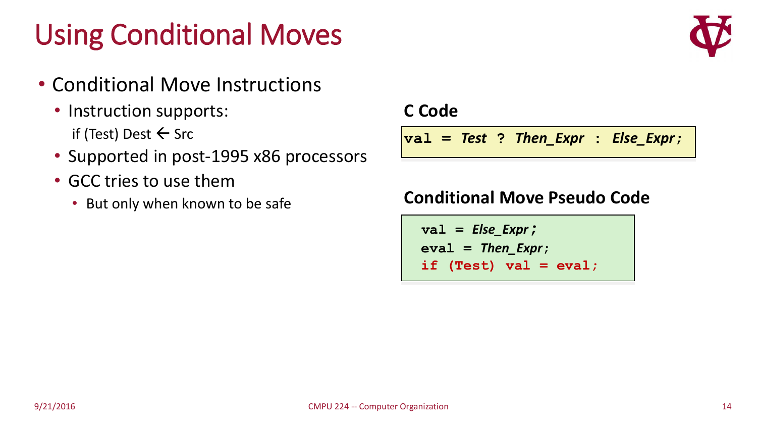# Using Conditional Moves

- Conditional Move Instructions
  - Instruction supports:
    if (Test) Dest ← Src
  - Supported in post-1995 x86 processors
  - GCC tries to use them
    - But only when known to be safe

**C Code**

```
val = Test ? Then_Expr : Else_Expr;
```

**Conditional Move Pseudo Code**

```
val = Else_Expr;
eval = Then_Expr;
if (Test) val = eval;
```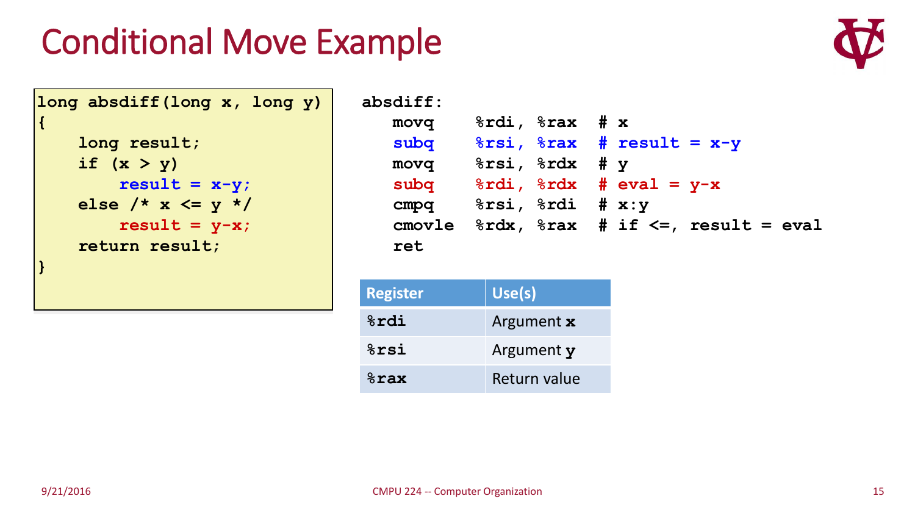# Conditional Move Example

```c
long absdiff(long x, long y)
{
    long result;
    if (x > y)
        result = x-y;
    else /* x <= y */
        result = y-x;
    return result;
}
```

```
absdiff:
   movq    %rdi, %rax  # x
   subq    %rsi, %rax  # result = x-y
   movq    %rsi, %rdx  # y
   subq    %rdi, %rdx  # eval = y-x
   cmpq    %rsi, %rdi  # x:y
   cmovle  %rdx, %rax  # if <=, result = eval
   ret
```

| Register | Use(s) |
| --- | --- |
| %rdi | Argument **x** |
| %rsi | Argument **y** |
| %rax | Return value |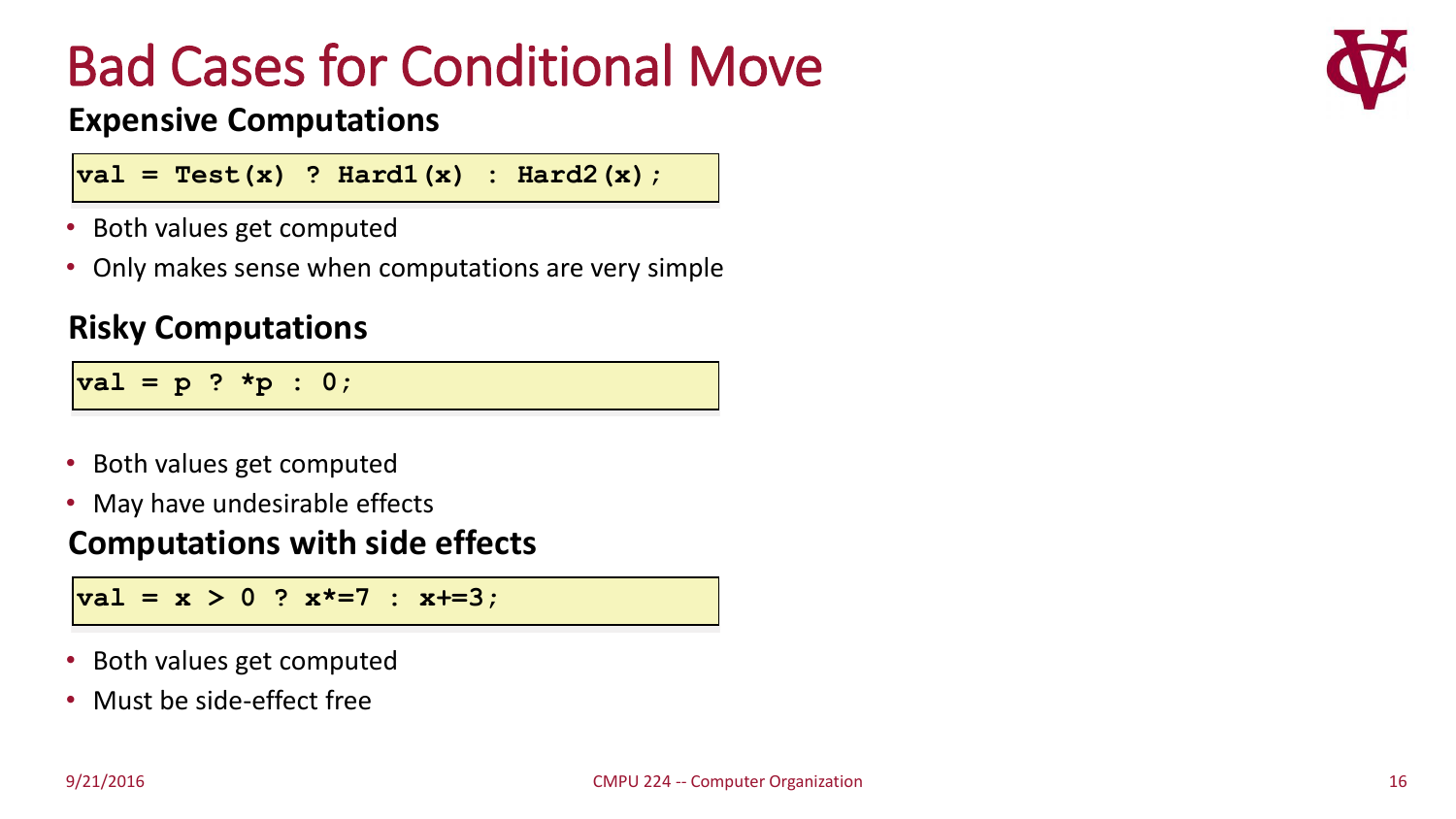# Bad Cases for Conditional Move

## Expensive Computations

```
val = Test(x) ? Hard1(x) : Hard2(x);
```

- Both values get computed
- Only makes sense when computations are very simple

## Risky Computations

```
val = p ? *p : 0;
```

- Both values get computed
- May have undesirable effects

## Computations with side effects

```
val = x > 0 ? x*=7 : x+=3;
```

- Both values get computed
- Must be side-effect free